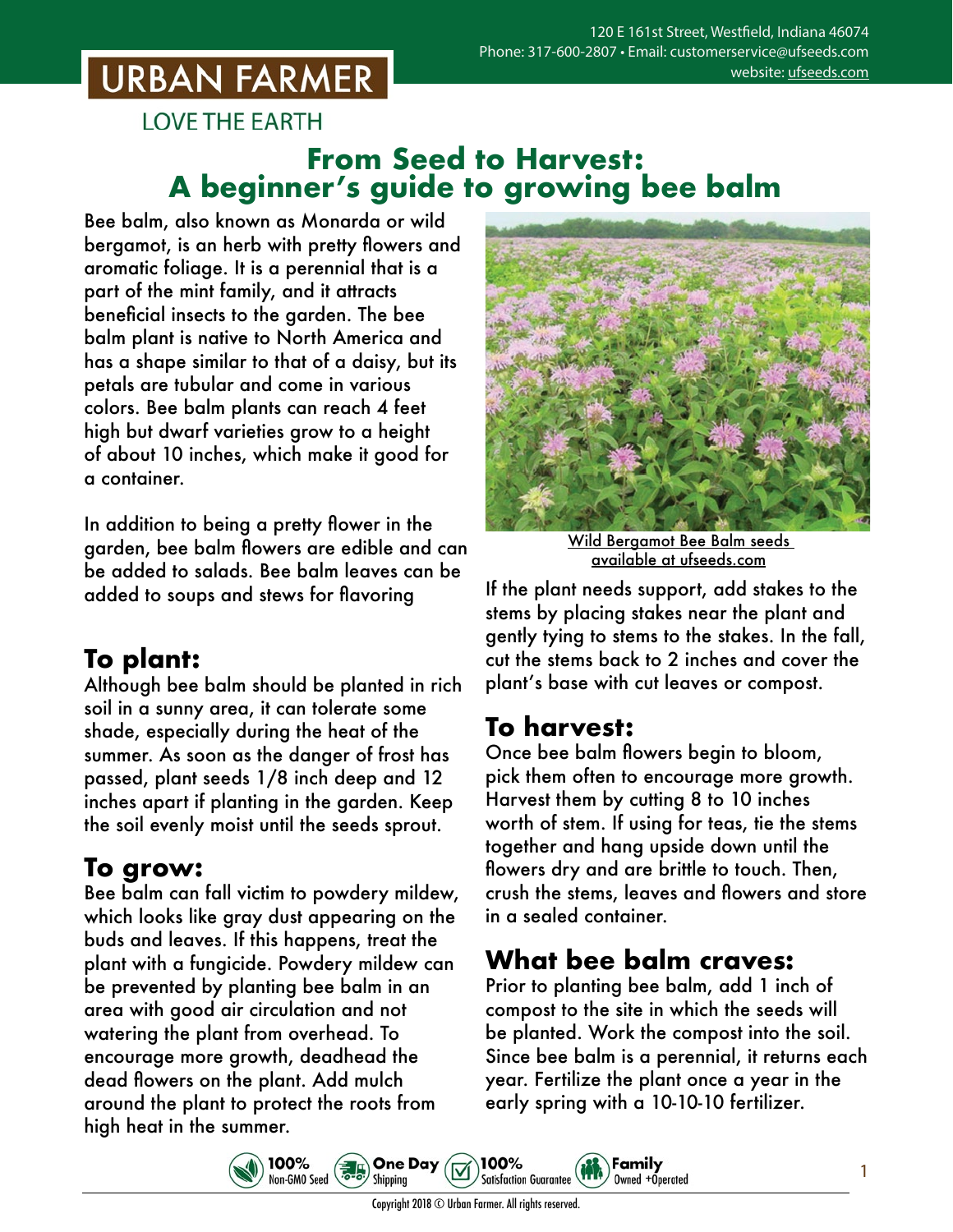URBAN FARMER

LOVE THE EARTH

120 E 161st Street, Westfield, Indiana 46074
Phone: 317-600-2807 • Email: customerservice@ufseeds.com
website: ufseeds.com

# From Seed to Harvest: A beginner's guide to growing bee balm

Bee balm, also known as Monarda or wild bergamot, is an herb with pretty flowers and aromatic foliage. It is a perennial that is a part of the mint family, and it attracts beneficial insects to the garden. The bee balm plant is native to North America and has a shape similar to that of a daisy, but its petals are tubular and come in various colors. Bee balm plants can reach 4 feet high but dwarf varieties grow to a height of about 10 inches, which make it good for a container.

In addition to being a pretty flower in the garden, bee balm flowers are edible and can be added to salads. Bee balm leaves can be added to soups and stews for flavoring

## To plant:

Although bee balm should be planted in rich soil in a sunny area, it can tolerate some shade, especially during the heat of the summer. As soon as the danger of frost has passed, plant seeds 1/8 inch deep and 12 inches apart if planting in the garden. Keep the soil evenly moist until the seeds sprout.

## To grow:

Bee balm can fall victim to powdery mildew, which looks like gray dust appearing on the buds and leaves. If this happens, treat the plant with a fungicide. Powdery mildew can be prevented by planting bee balm in an area with good air circulation and not watering the plant from overhead. To encourage more growth, deadhead the dead flowers on the plant. Add mulch around the plant to protect the roots from high heat in the summer.

Wild Bergamot Bee Balm seeds available at ufseeds.com

If the plant needs support, add stakes to the stems by placing stakes near the plant and gently tying to stems to the stakes. In the fall, cut the stems back to 2 inches and cover the plant's base with cut leaves or compost.

## To harvest:

Once bee balm flowers begin to bloom, pick them often to encourage more growth. Harvest them by cutting 8 to 10 inches worth of stem. If using for teas, tie the stems together and hang upside down until the flowers dry and are brittle to touch. Then, crush the stems, leaves and flowers and store in a sealed container.

## What bee balm craves:

Prior to planting bee balm, add 1 inch of compost to the site in which the seeds will be planted. Work the compost into the soil. Since bee balm is a perennial, it returns each year. Fertilize the plant once a year in the early spring with a 10-10-10 fertilizer.

100% Non-GMO Seed • One Day Shipping • 100% Satisfaction Guarantee • Family Owned +Operated

Copyright 2018 © Urban Farmer. All rights reserved.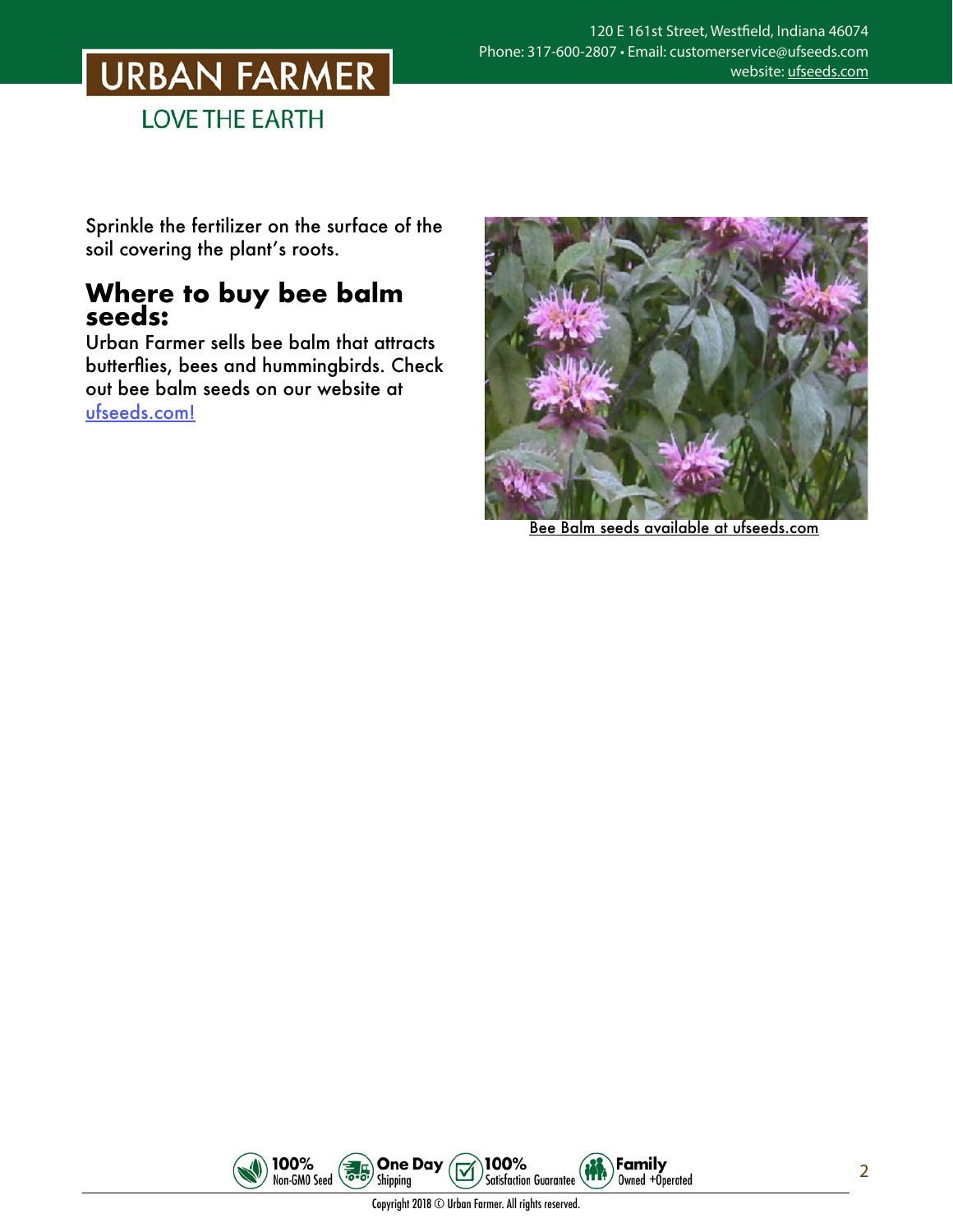Sprinkle the fertilizer on the surface of the soil covering the plant's roots.

## Where to buy bee balm seeds:

Urban Farmer sells bee balm that attracts butterflies, bees and hummingbirds. Check out bee balm seeds on our website at [ufseeds.com!](https://ufseeds.com)

Bee Balm seeds available at ufseeds.com